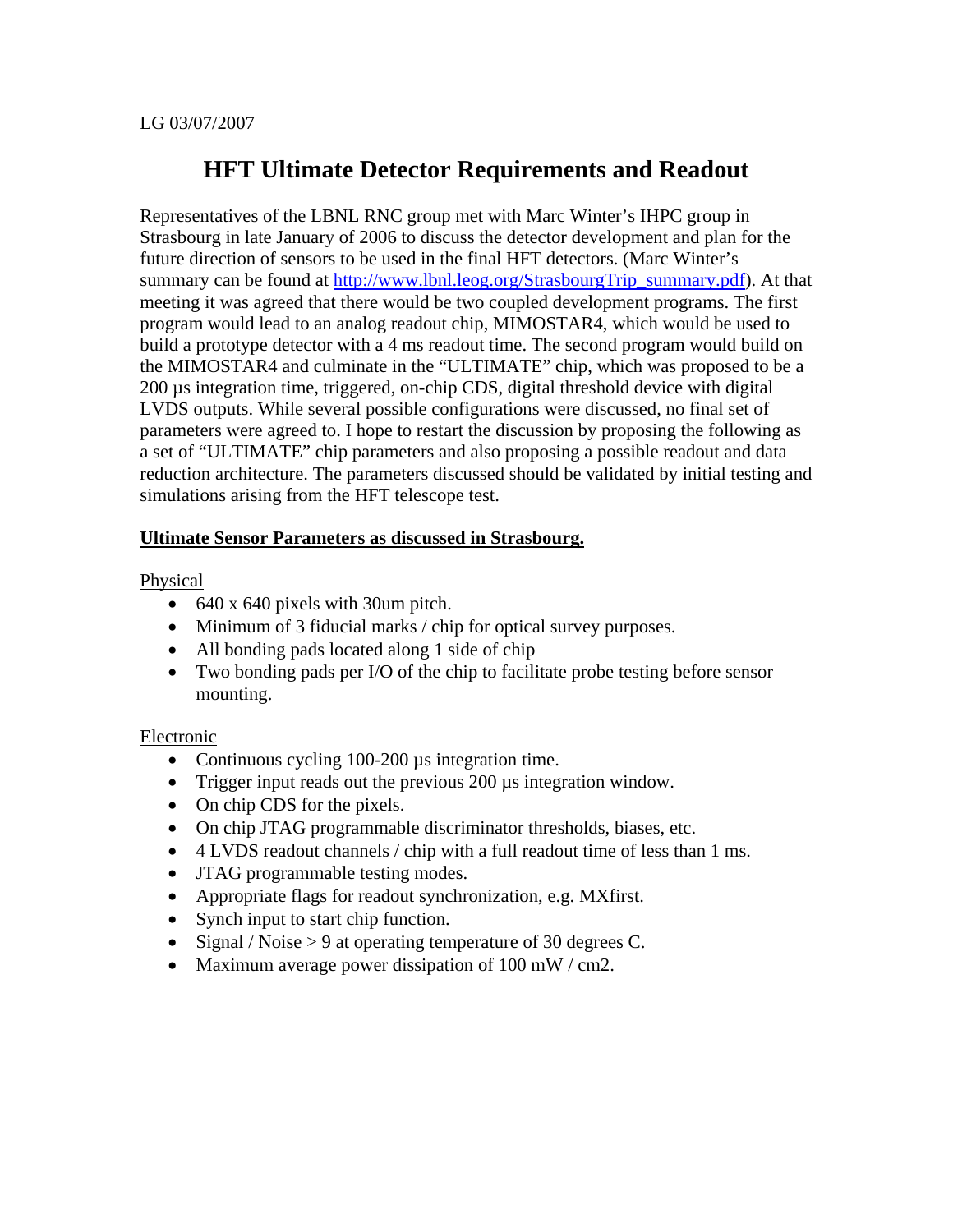LG 03/07/2007

# HFT Ultimate Detector Requirements and Readout

Representatives of the LBNL RNC group met with Marc Winter's IHPC group in Strasbourg in late January of 2006 to discuss the detector development and plan for the future direction of sensors to be used in the final HFT detectors. (Marc Winter's summary can be found at [http://www.lbnl.leog.org/StrasbourgTrip_summary.pdf](http://www.lbnl.leog.org/StrasbourgTrip_summary.pdf)). At that meeting it was agreed that there would be two coupled development programs. The first program would lead to an analog readout chip, MIMOSTAR4, which would be used to build a prototype detector with a 4 ms readout time. The second program would build on the MIMOSTAR4 and culminate in the "ULTIMATE" chip, which was proposed to be a 200 µs integration time, triggered, on-chip CDS, digital threshold device with digital LVDS outputs. While several possible configurations were discussed, no final set of parameters were agreed to. I hope to restart the discussion by proposing the following as a set of "ULTIMATE" chip parameters and also proposing a possible readout and data reduction architecture. The parameters discussed should be validated by initial testing and simulations arising from the HFT telescope test.

**Ultimate Sensor Parameters as discussed in Strasbourg.**

Physical

- 640 x 640 pixels with 30um pitch.
- Minimum of 3 fiducial marks / chip for optical survey purposes.
- All bonding pads located along 1 side of chip
- Two bonding pads per I/O of the chip to facilitate probe testing before sensor mounting.

Electronic

- Continuous cycling 100-200 µs integration time.
- Trigger input reads out the previous 200 µs integration window.
- On chip CDS for the pixels.
- On chip JTAG programmable discriminator thresholds, biases, etc.
- 4 LVDS readout channels / chip with a full readout time of less than 1 ms.
- JTAG programmable testing modes.
- Appropriate flags for readout synchronization, e.g. MXfirst.
- Synch input to start chip function.
- Signal / Noise > 9 at operating temperature of 30 degrees C.
- Maximum average power dissipation of 100 mW / cm2.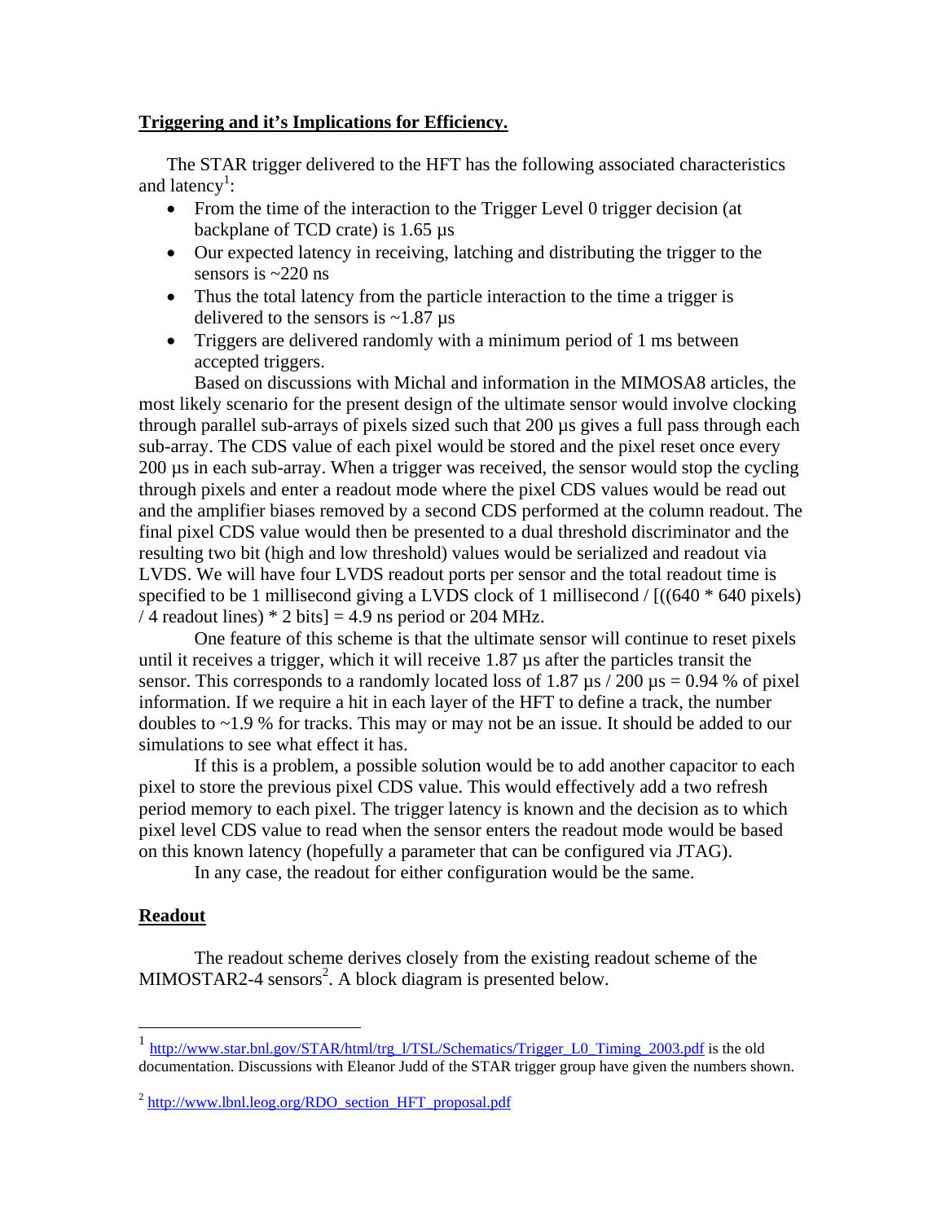## Triggering and it's Implications for Efficiency.

The STAR trigger delivered to the HFT has the following associated characteristics and latency[1]:

- From the time of the interaction to the Trigger Level 0 trigger decision (at backplane of TCD crate) is 1.65 µs
- Our expected latency in receiving, latching and distributing the trigger to the sensors is ~220 ns
- Thus the total latency from the particle interaction to the time a trigger is delivered to the sensors is ~1.87 µs
- Triggers are delivered randomly with a minimum period of 1 ms between accepted triggers.

Based on discussions with Michal and information in the MIMOSA8 articles, the most likely scenario for the present design of the ultimate sensor would involve clocking through parallel sub-arrays of pixels sized such that 200 µs gives a full pass through each sub-array. The CDS value of each pixel would be stored and the pixel reset once every 200 µs in each sub-array. When a trigger was received, the sensor would stop the cycling through pixels and enter a readout mode where the pixel CDS values would be read out and the amplifier biases removed by a second CDS performed at the column readout. The final pixel CDS value would then be presented to a dual threshold discriminator and the resulting two bit (high and low threshold) values would be serialized and readout via LVDS. We will have four LVDS readout ports per sensor and the total readout time is specified to be 1 millisecond giving a LVDS clock of 1 millisecond / [((640 * 640 pixels) / 4 readout lines) * 2 bits] = 4.9 ns period or 204 MHz.

One feature of this scheme is that the ultimate sensor will continue to reset pixels until it receives a trigger, which it will receive 1.87 µs after the particles transit the sensor. This corresponds to a randomly located loss of 1.87 µs / 200 µs = 0.94 % of pixel information. If we require a hit in each layer of the HFT to define a track, the number doubles to ~1.9 % for tracks. This may or may not be an issue. It should be added to our simulations to see what effect it has.

If this is a problem, a possible solution would be to add another capacitor to each pixel to store the previous pixel CDS value. This would effectively add a two refresh period memory to each pixel. The trigger latency is known and the decision as to which pixel level CDS value to read when the sensor enters the readout mode would be based on this known latency (hopefully a parameter that can be configured via JTAG).

In any case, the readout for either configuration would be the same.

## Readout

The readout scheme derives closely from the existing readout scheme of the MIMOSTAR2-4 sensors[2]. A block diagram is presented below.

---

[1] http://www.star.bnl.gov/STAR/html/trg_l/TSL/Schematics/Trigger_L0_Timing_2003.pdf is the old documentation. Discussions with Eleanor Judd of the STAR trigger group have given the numbers shown.

[2] http://www.lbnl.leog.org/RDO_section_HFT_proposal.pdf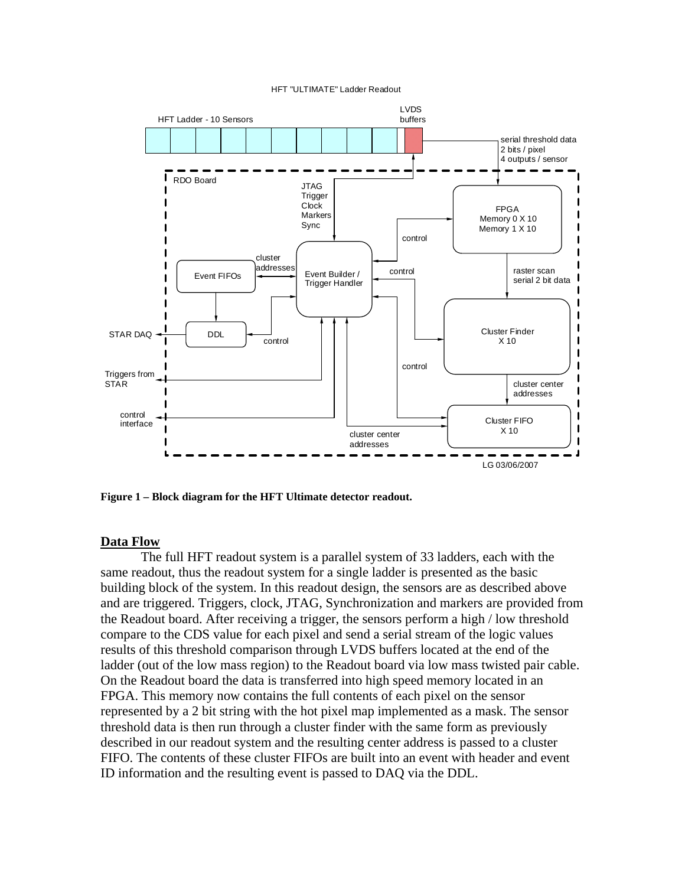**Figure 1 – Block diagram for the HFT Ultimate detector readout.**

## Data Flow

The full HFT readout system is a parallel system of 33 ladders, each with the same readout, thus the readout system for a single ladder is presented as the basic building block of the system. In this readout design, the sensors are as described above and are triggered. Triggers, clock, JTAG, Synchronization and markers are provided from the Readout board. After receiving a trigger, the sensors perform a high / low threshold compare to the CDS value for each pixel and send a serial stream of the logic values results of this threshold comparison through LVDS buffers located at the end of the ladder (out of the low mass region) to the Readout board via low mass twisted pair cable. On the Readout board the data is transferred into high speed memory located in an FPGA. This memory now contains the full contents of each pixel on the sensor represented by a 2 bit string with the hot pixel map implemented as a mask. The sensor threshold data is then run through a cluster finder with the same form as previously described in our readout system and the resulting center address is passed to a cluster FIFO. The contents of these cluster FIFOs are built into an event with header and event ID information and the resulting event is passed to DAQ via the DDL.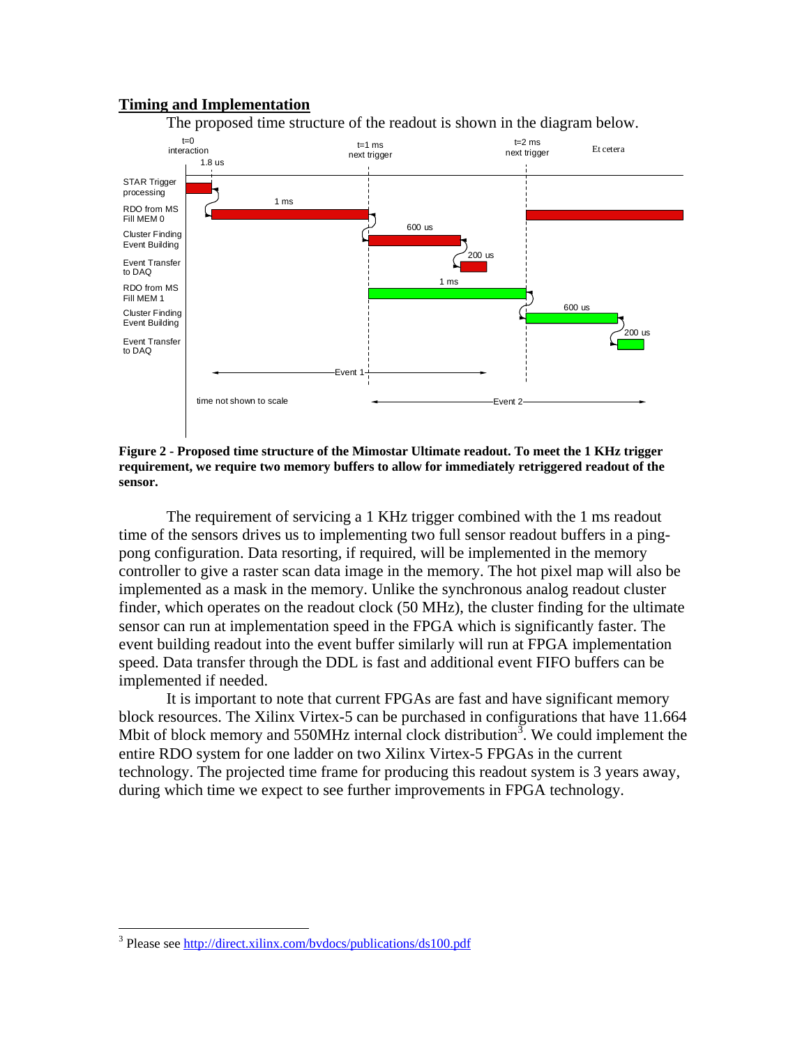## Timing and Implementation

The proposed time structure of the readout is shown in the diagram below.

t=0
interaction
1.8 us
t=1 ms
next trigger
t=2 ms
next trigger
Et cetera

STAR Trigger processing
RDO from MS Fill MEM 0
Cluster Finding Event Building
Event Transfer to DAQ
RDO from MS Fill MEM 1
Cluster Finding Event Building
Event Transfer to DAQ

1 ms
600 us
200 us
1 ms
600 us
200 us

Event 1
Event 2
time not shown to scale

**Figure 2 - Proposed time structure of the Mimostar Ultimate readout. To meet the 1 KHz trigger requirement, we require two memory buffers to allow for immediately retriggered readout of the sensor.**

The requirement of servicing a 1 KHz trigger combined with the 1 ms readout time of the sensors drives us to implementing two full sensor readout buffers in a ping-pong configuration. Data resorting, if required, will be implemented in the memory controller to give a raster scan data image in the memory. The hot pixel map will also be implemented as a mask in the memory. Unlike the synchronous analog readout cluster finder, which operates on the readout clock (50 MHz), the cluster finding for the ultimate sensor can run at implementation speed in the FPGA which is significantly faster. The event building readout into the event buffer similarly will run at FPGA implementation speed. Data transfer through the DDL is fast and additional event FIFO buffers can be implemented if needed.

It is important to note that current FPGAs are fast and have significant memory block resources. The Xilinx Virtex-5 can be purchased in configurations that have 11.664 Mbit of block memory and 550MHz internal clock distribution[3]. We could implement the entire RDO system for one ladder on two Xilinx Virtex-5 FPGAs in the current technology. The projected time frame for producing this readout system is 3 years away, during which time we expect to see further improvements in FPGA technology.

---

[3] Please see http://direct.xilinx.com/bvdocs/publications/ds100.pdf